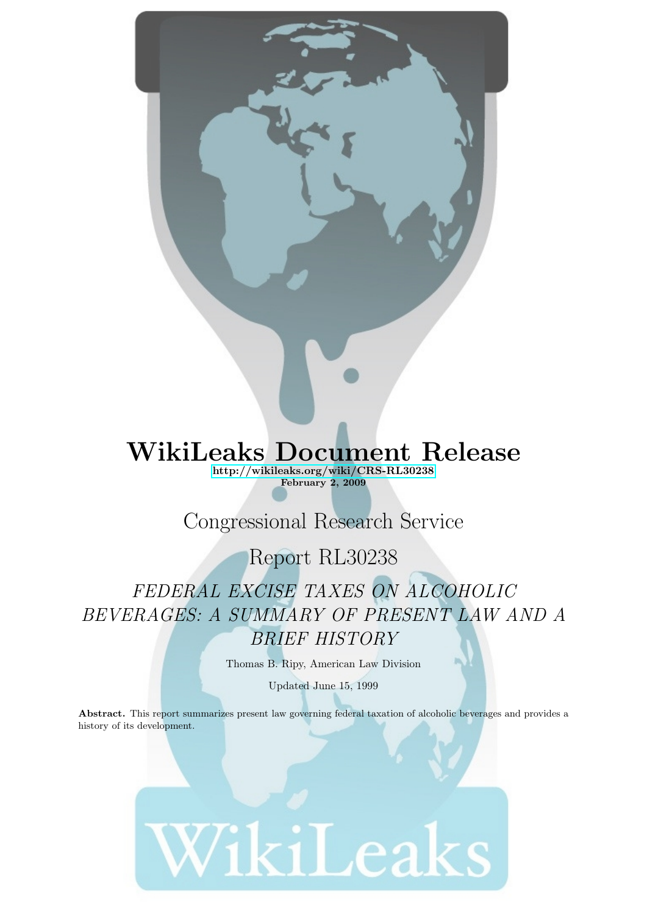# WikiLeaks Document Release

**http://wikileaks.org/wiki/CRS-RL30238**
**February 2, 2009**

Congressional Research Service

Report RL30238

*FEDERAL EXCISE TAXES ON ALCOHOLIC BEVERAGES: A SUMMARY OF PRESENT LAW AND A BRIEF HISTORY*

Thomas B. Ripy, American Law Division

Updated June 15, 1999

**Abstract.** This report summarizes present law governing federal taxation of alcoholic beverages and provides a history of its development.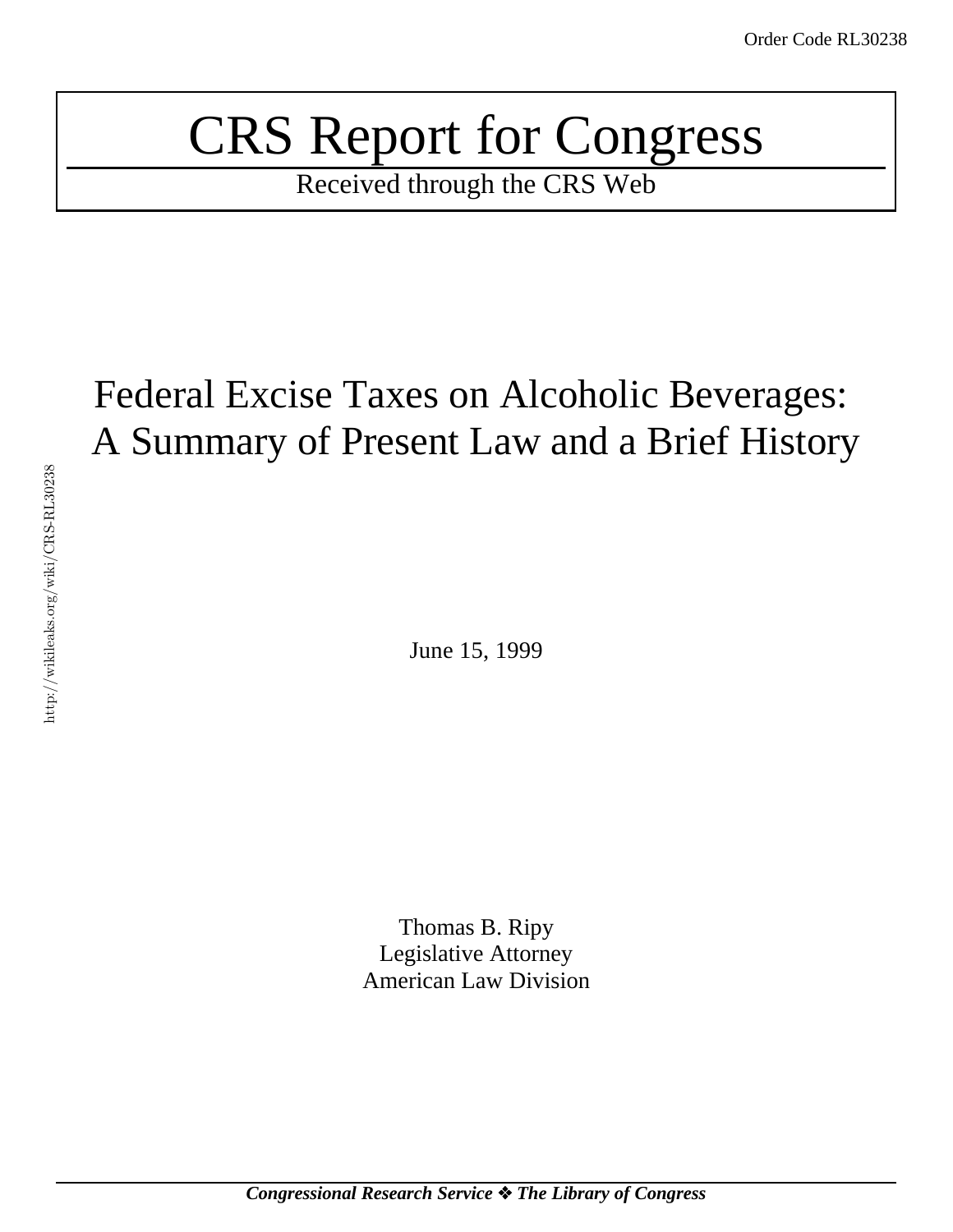Order Code RL30238

# CRS Report for Congress

Received through the CRS Web

# Federal Excise Taxes on Alcoholic Beverages: A Summary of Present Law and a Brief History

June 15, 1999

Thomas B. Ripy
Legislative Attorney
American Law Division

*Congressional Research Service ❖ The Library of Congress*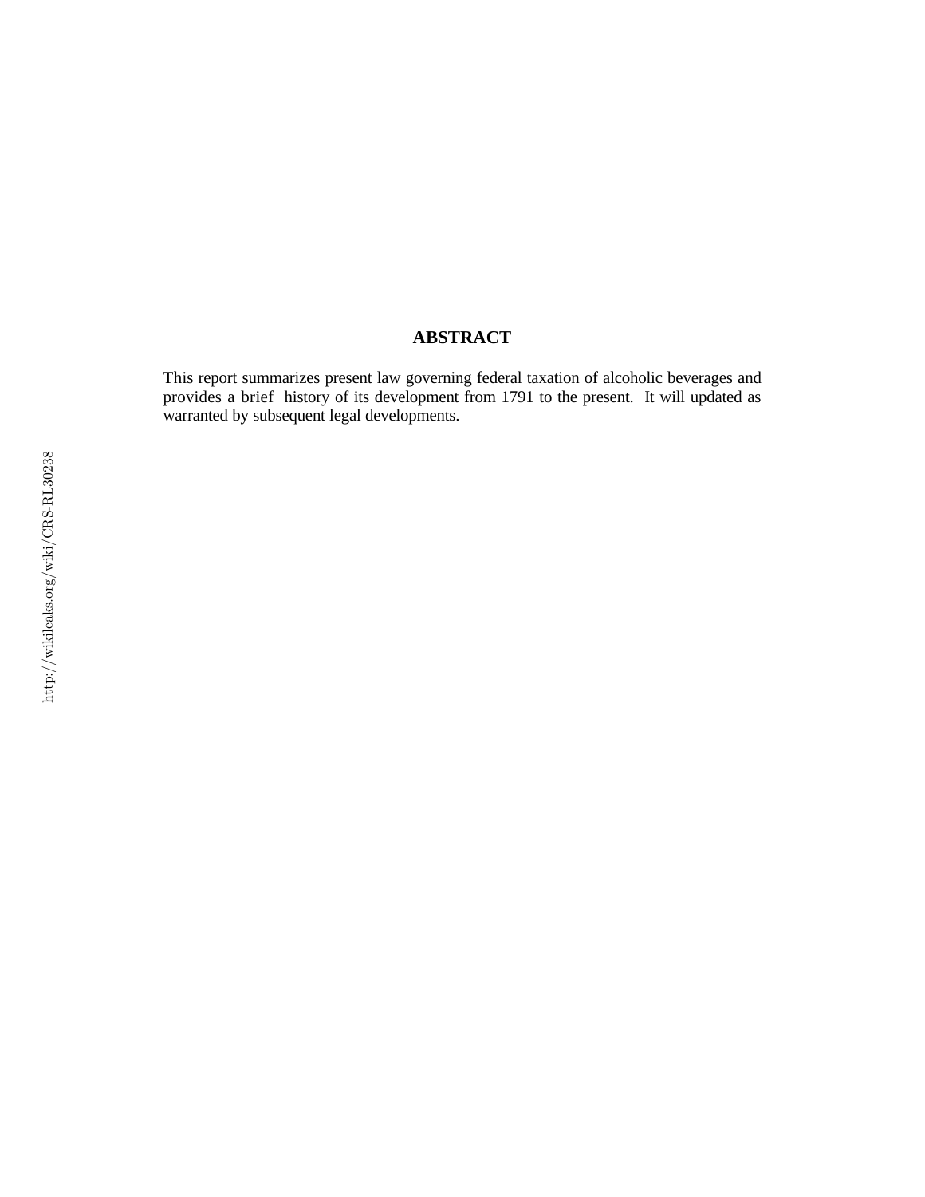## ABSTRACT

This report summarizes present law governing federal taxation of alcoholic beverages and provides a brief history of its development from 1791 to the present. It will updated as warranted by subsequent legal developments.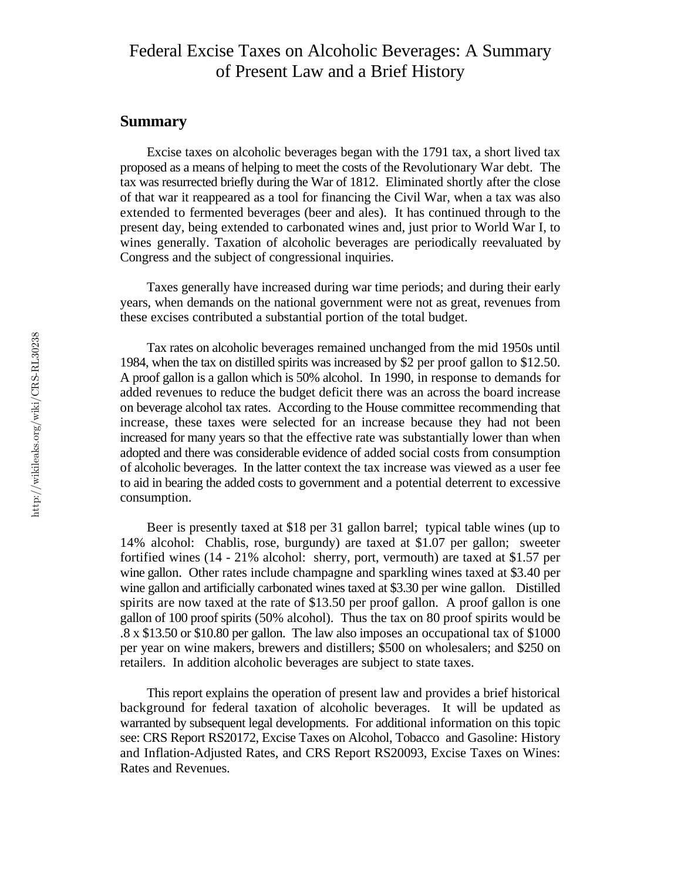# Federal Excise Taxes on Alcoholic Beverages: A Summary of Present Law and a Brief History

## Summary

Excise taxes on alcoholic beverages began with the 1791 tax, a short lived tax proposed as a means of helping to meet the costs of the Revolutionary War debt. The tax was resurrected briefly during the War of 1812. Eliminated shortly after the close of that war it reappeared as a tool for financing the Civil War, when a tax was also extended to fermented beverages (beer and ales). It has continued through to the present day, being extended to carbonated wines and, just prior to World War I, to wines generally. Taxation of alcoholic beverages are periodically reevaluated by Congress and the subject of congressional inquiries.

Taxes generally have increased during war time periods; and during their early years, when demands on the national government were not as great, revenues from these excises contributed a substantial portion of the total budget.

Tax rates on alcoholic beverages remained unchanged from the mid 1950s until 1984, when the tax on distilled spirits was increased by $2 per proof gallon to $12.50. A proof gallon is a gallon which is 50% alcohol. In 1990, in response to demands for added revenues to reduce the budget deficit there was an across the board increase on beverage alcohol tax rates. According to the House committee recommending that increase, these taxes were selected for an increase because they had not been increased for many years so that the effective rate was substantially lower than when adopted and there was considerable evidence of added social costs from consumption of alcoholic beverages. In the latter context the tax increase was viewed as a user fee to aid in bearing the added costs to government and a potential deterrent to excessive consumption.

Beer is presently taxed at $18 per 31 gallon barrel; typical table wines (up to 14% alcohol: Chablis, rose, burgundy) are taxed at $1.07 per gallon; sweeter fortified wines (14 - 21% alcohol: sherry, port, vermouth) are taxed at $1.57 per wine gallon. Other rates include champagne and sparkling wines taxed at $3.40 per wine gallon and artificially carbonated wines taxed at $3.30 per wine gallon. Distilled spirits are now taxed at the rate of $13.50 per proof gallon. A proof gallon is one gallon of 100 proof spirits (50% alcohol). Thus the tax on 80 proof spirits would be .8 x $13.50 or $10.80 per gallon. The law also imposes an occupational tax of $1000 per year on wine makers, brewers and distillers; $500 on wholesalers; and $250 on retailers. In addition alcoholic beverages are subject to state taxes.

This report explains the operation of present law and provides a brief historical background for federal taxation of alcoholic beverages. It will be updated as warranted by subsequent legal developments. For additional information on this topic see: CRS Report RS20172, Excise Taxes on Alcohol, Tobacco and Gasoline: History and Inflation-Adjusted Rates, and CRS Report RS20093, Excise Taxes on Wines: Rates and Revenues.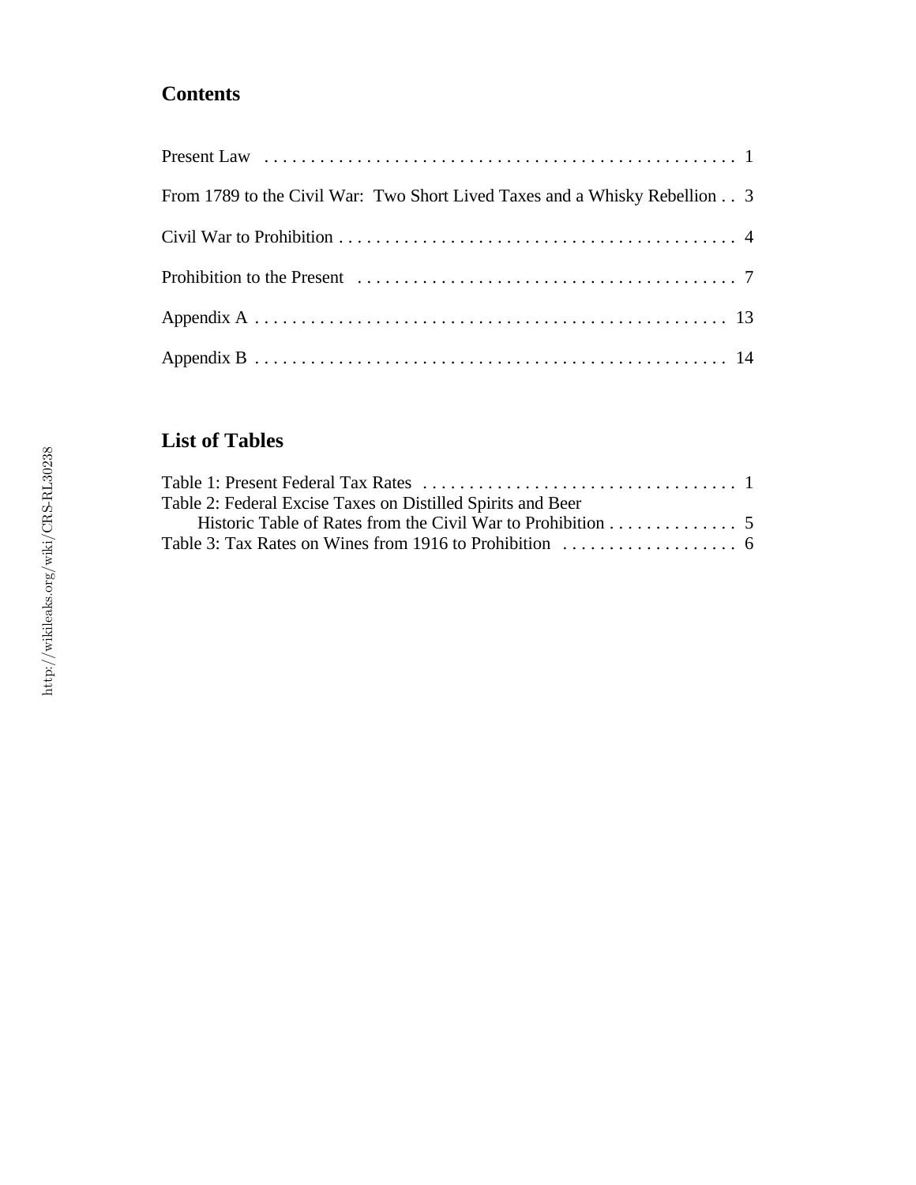## Contents

Present Law . . . . . . . . . . . . . . . . . . . . . . . . . . . . . . . . . . . . . . . . . . . . . . . . . . . 1

From 1789 to the Civil War: Two Short Lived Taxes and a Whisky Rebellion . . 3

Civil War to Prohibition . . . . . . . . . . . . . . . . . . . . . . . . . . . . . . . . . . . . . . . . . . . 4

Prohibition to the Present . . . . . . . . . . . . . . . . . . . . . . . . . . . . . . . . . . . . . . . . 7

Appendix A . . . . . . . . . . . . . . . . . . . . . . . . . . . . . . . . . . . . . . . . . . . . . . . . . . 13

Appendix B . . . . . . . . . . . . . . . . . . . . . . . . . . . . . . . . . . . . . . . . . . . . . . . . . . 14

## List of Tables

Table 1: Present Federal Tax Rates . . . . . . . . . . . . . . . . . . . . . . . . . . . . . . . . . . 1
Table 2: Federal Excise Taxes on Distilled Spirits and Beer
Historic Table of Rates from the Civil War to Prohibition . . . . . . . . . . . . . . 5
Table 3: Tax Rates on Wines from 1916 to Prohibition . . . . . . . . . . . . . . . . . . . 6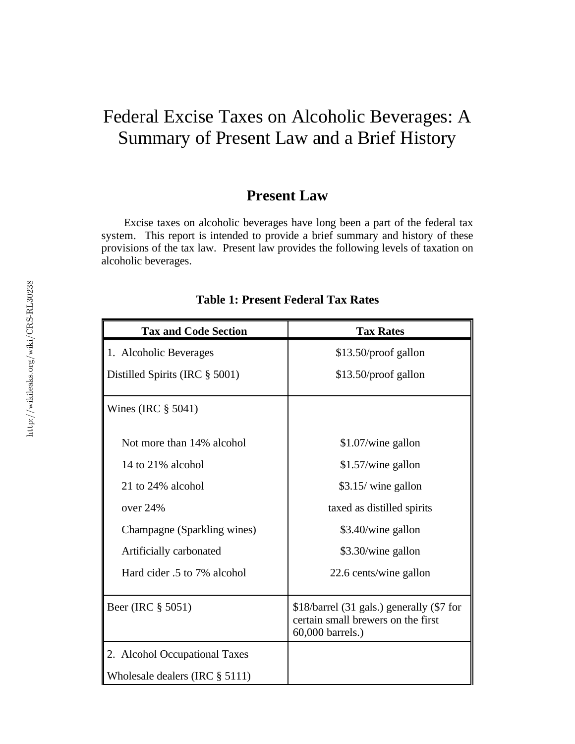# Federal Excise Taxes on Alcoholic Beverages: A Summary of Present Law and a Brief History

## Present Law

Excise taxes on alcoholic beverages have long been a part of the federal tax system. This report is intended to provide a brief summary and history of these provisions of the tax law. Present law provides the following levels of taxation on alcoholic beverages.

**Table 1: Present Federal Tax Rates**

| Tax and Code Section | Tax Rates |
|---|---|
| 1. Alcoholic Beverages | $13.50/proof gallon |
| Distilled Spirits (IRC § 5001) | $13.50/proof gallon |
| Wines (IRC § 5041) | |
| Not more than 14% alcohol | $1.07/wine gallon |
| 14 to 21% alcohol | $1.57/wine gallon |
| 21 to 24% alcohol | $3.15/ wine gallon |
| over 24% | taxed as distilled spirits |
| Champagne (Sparkling wines) | $3.40/wine gallon |
| Artificially carbonated | $3.30/wine gallon |
| Hard cider .5 to 7% alcohol | 22.6 cents/wine gallon |
| Beer (IRC § 5051) | $18/barrel (31 gals.) generally ($7 for certain small brewers on the first 60,000 barrels.) |
| 2. Alcohol Occupational Taxes | |
| Wholesale dealers (IRC § 5111) | |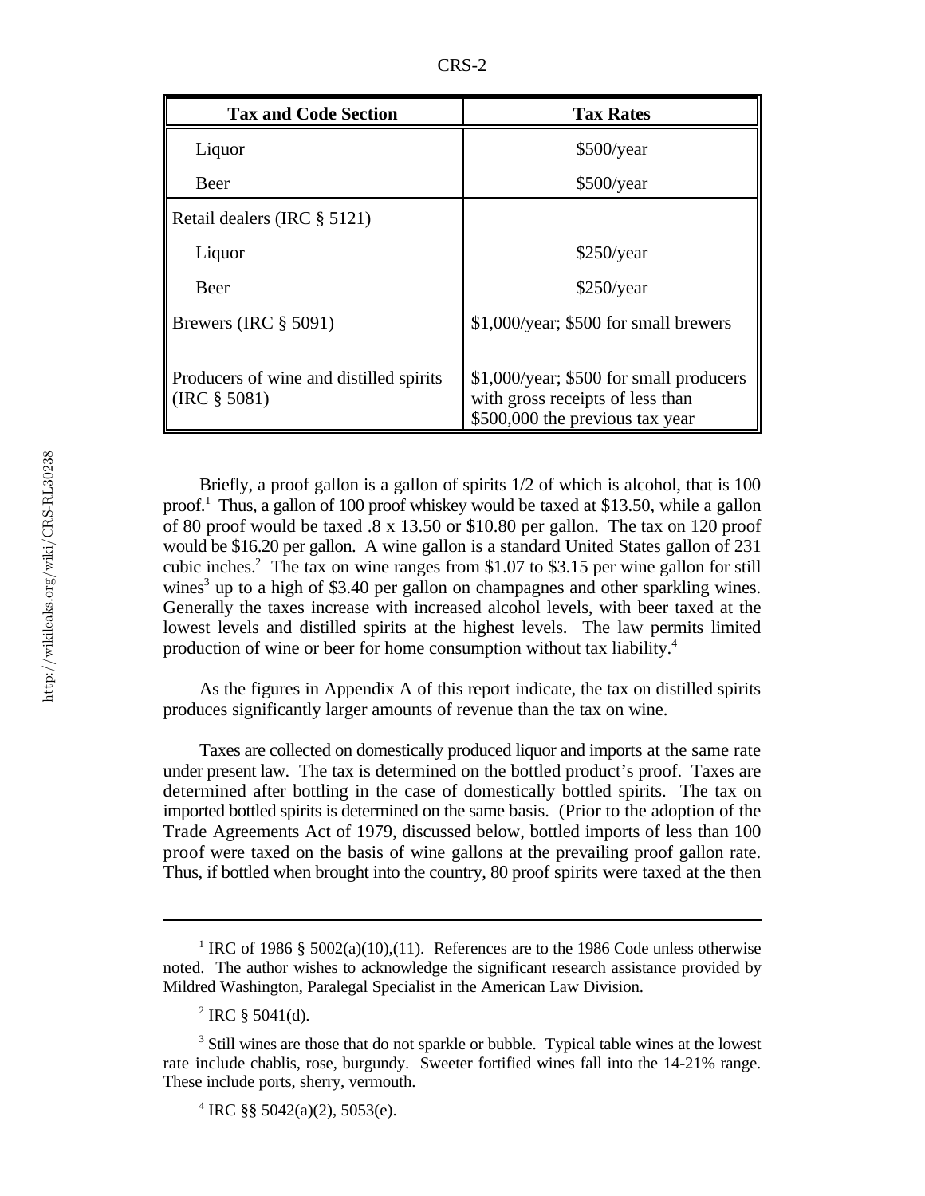| Tax and Code Section | Tax Rates |
|---|---|
| Liquor | \$500/year |
| Beer | \$500/year |
| Retail dealers (IRC § 5121) | |
| Liquor | \$250/year |
| Beer | \$250/year |
| Brewers (IRC § 5091) | \$1,000/year; \$500 for small brewers |
| Producers of wine and distilled spirits (IRC § 5081) | \$1,000/year; \$500 for small producers with gross receipts of less than \$500,000 the previous tax year |

Briefly, a proof gallon is a gallon of spirits 1/2 of which is alcohol, that is 100 proof.[1] Thus, a gallon of 100 proof whiskey would be taxed at \$13.50, while a gallon of 80 proof would be taxed .8 x 13.50 or \$10.80 per gallon. The tax on 120 proof would be \$16.20 per gallon. A wine gallon is a standard United States gallon of 231 cubic inches.[2] The tax on wine ranges from \$1.07 to \$3.15 per wine gallon for still wines[3] up to a high of \$3.40 per gallon on champagnes and other sparkling wines. Generally the taxes increase with increased alcohol levels, with beer taxed at the lowest levels and distilled spirits at the highest levels. The law permits limited production of wine or beer for home consumption without tax liability.[4]

As the figures in Appendix A of this report indicate, the tax on distilled spirits produces significantly larger amounts of revenue than the tax on wine.

Taxes are collected on domestically produced liquor and imports at the same rate under present law. The tax is determined on the bottled product's proof. Taxes are determined after bottling in the case of domestically bottled spirits. The tax on imported bottled spirits is determined on the same basis. (Prior to the adoption of the Trade Agreements Act of 1979, discussed below, bottled imports of less than 100 proof were taxed on the basis of wine gallons at the prevailing proof gallon rate. Thus, if bottled when brought into the country, 80 proof spirits were taxed at the then

---

[1] IRC of 1986 § 5002(a)(10),(11). References are to the 1986 Code unless otherwise noted. The author wishes to acknowledge the significant research assistance provided by Mildred Washington, Paralegal Specialist in the American Law Division.

[2] IRC § 5041(d).

[3] Still wines are those that do not sparkle or bubble. Typical table wines at the lowest rate include chablis, rose, burgundy. Sweeter fortified wines fall into the 14-21% range. These include ports, sherry, vermouth.

[4] IRC §§ 5042(a)(2), 5053(e).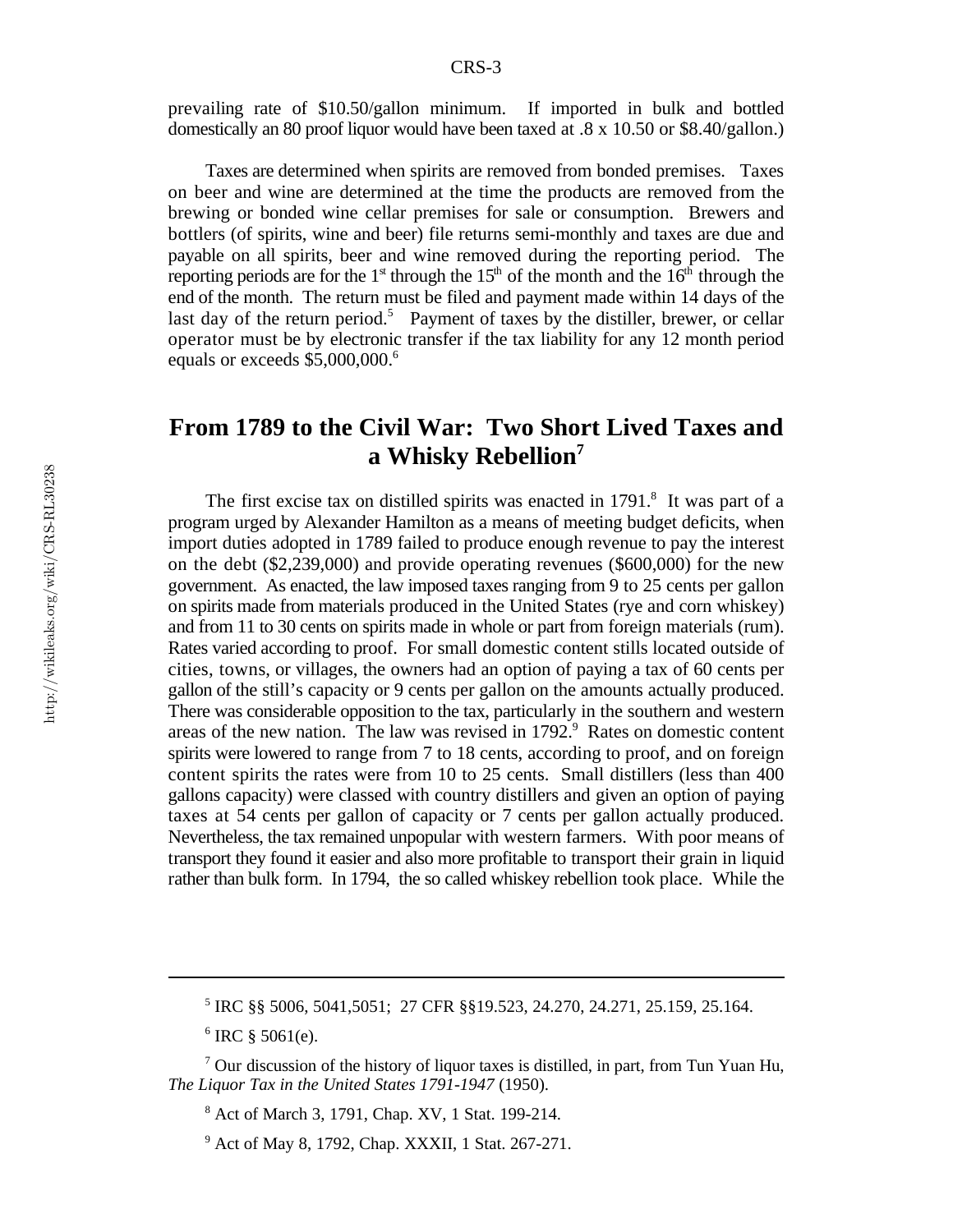prevailing rate of \$10.50/gallon minimum. If imported in bulk and bottled domestically an 80 proof liquor would have been taxed at .8 x 10.50 or \$8.40/gallon.)

Taxes are determined when spirits are removed from bonded premises. Taxes on beer and wine are determined at the time the products are removed from the brewing or bonded wine cellar premises for sale or consumption. Brewers and bottlers (of spirits, wine and beer) file returns semi-monthly and taxes are due and payable on all spirits, beer and wine removed during the reporting period. The reporting periods are for the 1st through the 15th of the month and the 16th through the end of the month. The return must be filed and payment made within 14 days of the last day of the return period.[5] Payment of taxes by the distiller, brewer, or cellar operator must be by electronic transfer if the tax liability for any 12 month period equals or exceeds \$5,000,000.[6]

## From 1789 to the Civil War: Two Short Lived Taxes and a Whisky Rebellion[7]

The first excise tax on distilled spirits was enacted in 1791.[8] It was part of a program urged by Alexander Hamilton as a means of meeting budget deficits, when import duties adopted in 1789 failed to produce enough revenue to pay the interest on the debt (\$2,239,000) and provide operating revenues (\$600,000) for the new government. As enacted, the law imposed taxes ranging from 9 to 25 cents per gallon on spirits made from materials produced in the United States (rye and corn whiskey) and from 11 to 30 cents on spirits made in whole or part from foreign materials (rum). Rates varied according to proof. For small domestic content stills located outside of cities, towns, or villages, the owners had an option of paying a tax of 60 cents per gallon of the still's capacity or 9 cents per gallon on the amounts actually produced. There was considerable opposition to the tax, particularly in the southern and western areas of the new nation. The law was revised in 1792.[9] Rates on domestic content spirits were lowered to range from 7 to 18 cents, according to proof, and on foreign content spirits the rates were from 10 to 25 cents. Small distillers (less than 400 gallons capacity) were classed with country distillers and given an option of paying taxes at 54 cents per gallon of capacity or 7 cents per gallon actually produced. Nevertheless, the tax remained unpopular with western farmers. With poor means of transport they found it easier and also more profitable to transport their grain in liquid rather than bulk form. In 1794, the so called whiskey rebellion took place. While the

---

[5] IRC §§ 5006, 5041,5051; 27 CFR §§19.523, 24.270, 24.271, 25.159, 25.164.

[6] IRC § 5061(e).

[7] Our discussion of the history of liquor taxes is distilled, in part, from Tun Yuan Hu, *The Liquor Tax in the United States 1791-1947* (1950).

[8] Act of March 3, 1791, Chap. XV, 1 Stat. 199-214.

[9] Act of May 8, 1792, Chap. XXXII, 1 Stat. 267-271.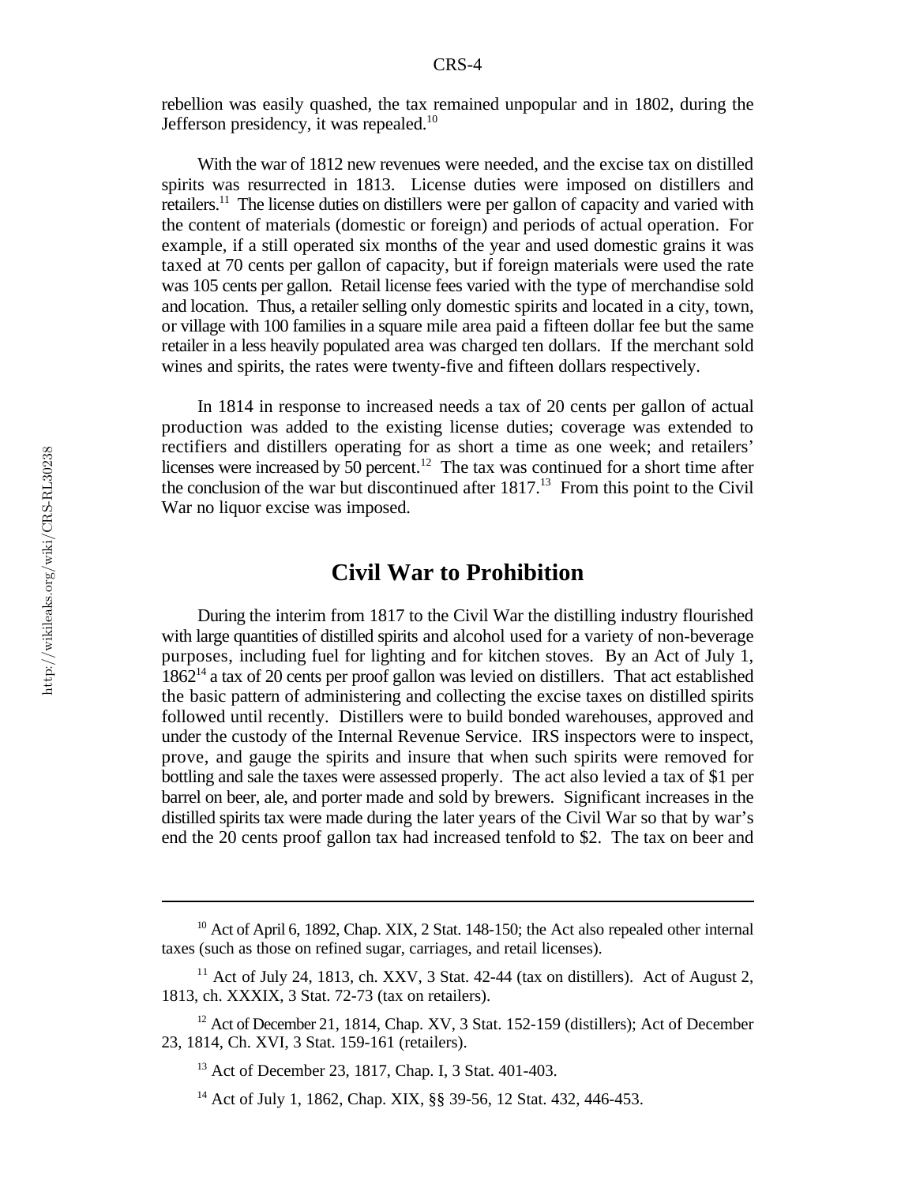rebellion was easily quashed, the tax remained unpopular and in 1802, during the Jefferson presidency, it was repealed.[10]

With the war of 1812 new revenues were needed, and the excise tax on distilled spirits was resurrected in 1813. License duties were imposed on distillers and retailers.[11] The license duties on distillers were per gallon of capacity and varied with the content of materials (domestic or foreign) and periods of actual operation. For example, if a still operated six months of the year and used domestic grains it was taxed at 70 cents per gallon of capacity, but if foreign materials were used the rate was 105 cents per gallon. Retail license fees varied with the type of merchandise sold and location. Thus, a retailer selling only domestic spirits and located in a city, town, or village with 100 families in a square mile area paid a fifteen dollar fee but the same retailer in a less heavily populated area was charged ten dollars. If the merchant sold wines and spirits, the rates were twenty-five and fifteen dollars respectively.

In 1814 in response to increased needs a tax of 20 cents per gallon of actual production was added to the existing license duties; coverage was extended to rectifiers and distillers operating for as short a time as one week; and retailers' licenses were increased by 50 percent.[12] The tax was continued for a short time after the conclusion of the war but discontinued after 1817.[13] From this point to the Civil War no liquor excise was imposed.

## Civil War to Prohibition

During the interim from 1817 to the Civil War the distilling industry flourished with large quantities of distilled spirits and alcohol used for a variety of non-beverage purposes, including fuel for lighting and for kitchen stoves. By an Act of July 1, 1862[14] a tax of 20 cents per proof gallon was levied on distillers. That act established the basic pattern of administering and collecting the excise taxes on distilled spirits followed until recently. Distillers were to build bonded warehouses, approved and under the custody of the Internal Revenue Service. IRS inspectors were to inspect, prove, and gauge the spirits and insure that when such spirits were removed for bottling and sale the taxes were assessed properly. The act also levied a tax of $1 per barrel on beer, ale, and porter made and sold by brewers. Significant increases in the distilled spirits tax were made during the later years of the Civil War so that by war's end the 20 cents proof gallon tax had increased tenfold to $2. The tax on beer and

---

[10] Act of April 6, 1892, Chap. XIX, 2 Stat. 148-150; the Act also repealed other internal taxes (such as those on refined sugar, carriages, and retail licenses).

[11] Act of July 24, 1813, ch. XXV, 3 Stat. 42-44 (tax on distillers). Act of August 2, 1813, ch. XXXIX, 3 Stat. 72-73 (tax on retailers).

[12] Act of December 21, 1814, Chap. XV, 3 Stat. 152-159 (distillers); Act of December 23, 1814, Ch. XVI, 3 Stat. 159-161 (retailers).

[13] Act of December 23, 1817, Chap. I, 3 Stat. 401-403.

[14] Act of July 1, 1862, Chap. XIX, §§ 39-56, 12 Stat. 432, 446-453.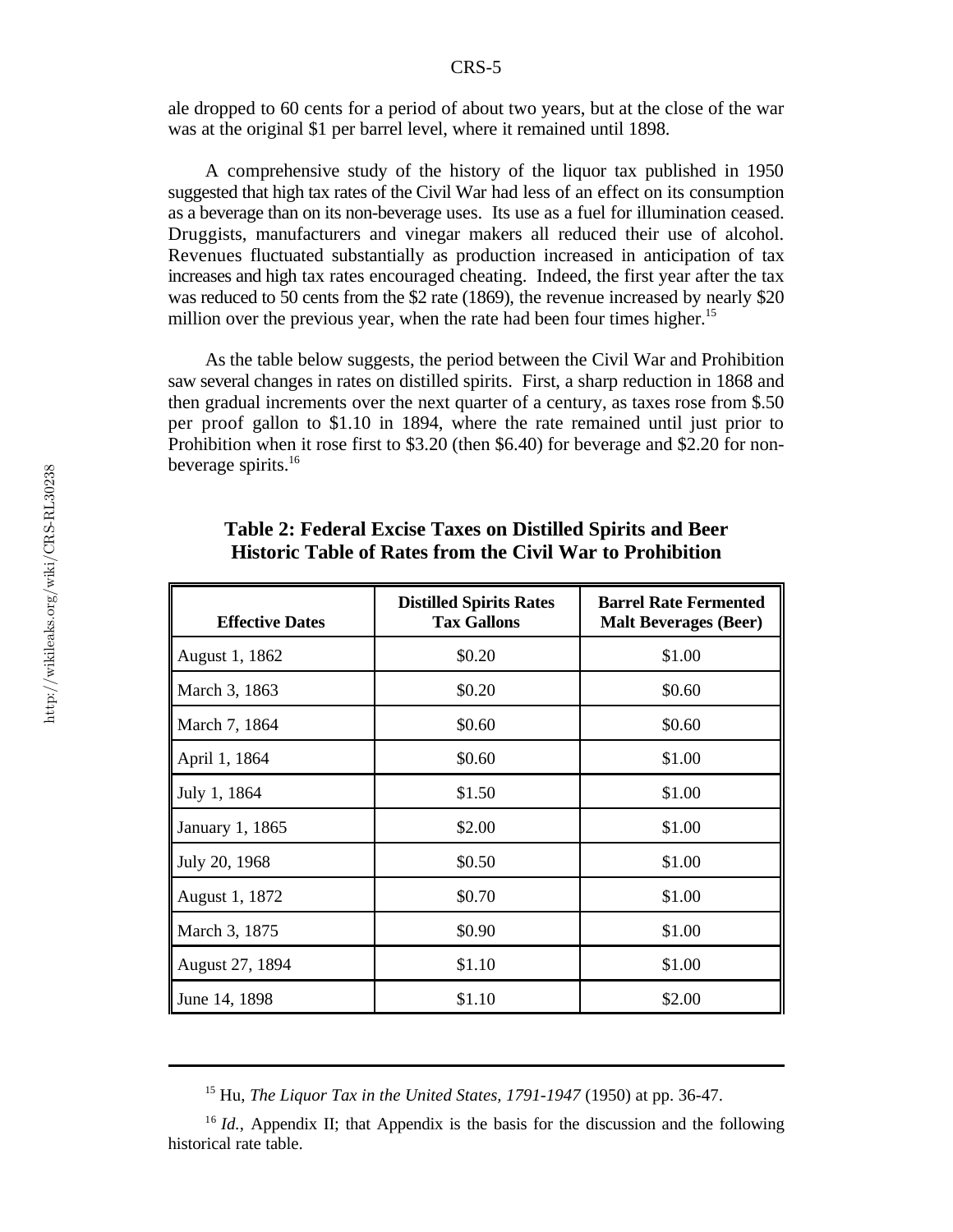ale dropped to 60 cents for a period of about two years, but at the close of the war was at the original $1 per barrel level, where it remained until 1898.

A comprehensive study of the history of the liquor tax published in 1950 suggested that high tax rates of the Civil War had less of an effect on its consumption as a beverage than on its non-beverage uses. Its use as a fuel for illumination ceased. Druggists, manufacturers and vinegar makers all reduced their use of alcohol. Revenues fluctuated substantially as production increased in anticipation of tax increases and high tax rates encouraged cheating. Indeed, the first year after the tax was reduced to 50 cents from the $2 rate (1869), the revenue increased by nearly $20 million over the previous year, when the rate had been four times higher.[15]

As the table below suggests, the period between the Civil War and Prohibition saw several changes in rates on distilled spirits. First, a sharp reduction in 1868 and then gradual increments over the next quarter of a century, as taxes rose from $.50 per proof gallon to $1.10 in 1894, where the rate remained until just prior to Prohibition when it rose first to $3.20 (then $6.40) for beverage and $2.20 for non-beverage spirits.[16]

**Table 2: Federal Excise Taxes on Distilled Spirits and Beer Historic Table of Rates from the Civil War to Prohibition**

| Effective Dates | Distilled Spirits Rates Tax Gallons | Barrel Rate Fermented Malt Beverages (Beer) |
|---|---|---|
| August 1, 1862 | $0.20 | $1.00 |
| March 3, 1863 | $0.20 | $0.60 |
| March 7, 1864 | $0.60 | $0.60 |
| April 1, 1864 | $0.60 | $1.00 |
| July 1, 1864 | $1.50 | $1.00 |
| January 1, 1865 | $2.00 | $1.00 |
| July 20, 1968 | $0.50 | $1.00 |
| August 1, 1872 | $0.70 | $1.00 |
| March 3, 1875 | $0.90 | $1.00 |
| August 27, 1894 | $1.10 | $1.00 |
| June 14, 1898 | $1.10 | $2.00 |

---

[15] Hu, *The Liquor Tax in the United States, 1791-1947* (1950) at pp. 36-47.

[16] *Id.*, Appendix II; that Appendix is the basis for the discussion and the following historical rate table.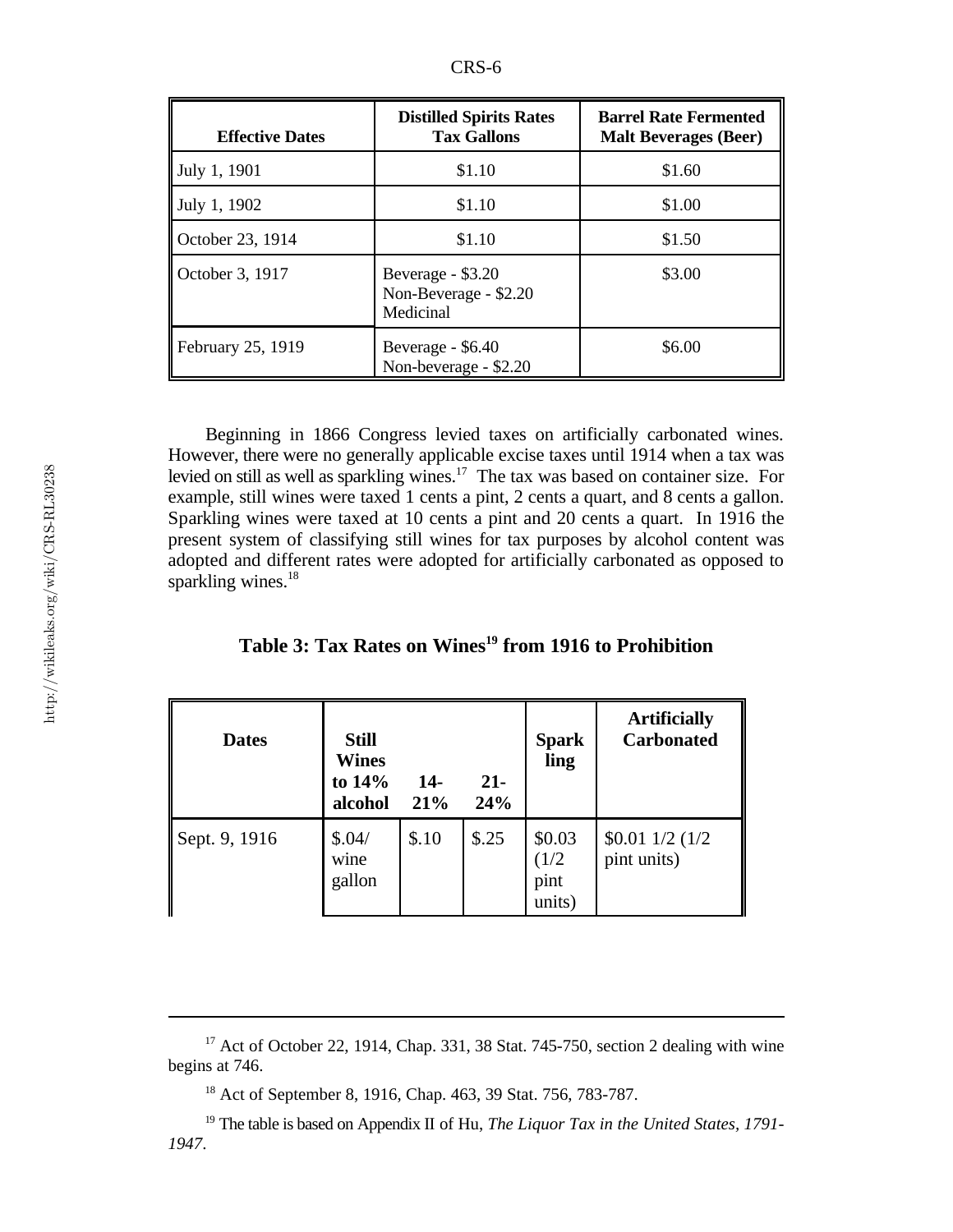| Effective Dates | Distilled Spirits Rates Tax Gallons | Barrel Rate Fermented Malt Beverages (Beer) |
|---|---|---|
| July 1, 1901 | $1.10 | $1.60 |
| July 1, 1902 | $1.10 | $1.00 |
| October 23, 1914 | $1.10 | $1.50 |
| October 3, 1917 | Beverage - $3.20<br>Non-Beverage - $2.20<br>Medicinal | $3.00 |
| February 25, 1919 | Beverage - $6.40<br>Non-beverage - $2.20 | $6.00 |

Beginning in 1866 Congress levied taxes on artificially carbonated wines. However, there were no generally applicable excise taxes until 1914 when a tax was levied on still as well as sparkling wines.[17] The tax was based on container size. For example, still wines were taxed 1 cents a pint, 2 cents a quart, and 8 cents a gallon. Sparkling wines were taxed at 10 cents a pint and 20 cents a quart. In 1916 the present system of classifying still wines for tax purposes by alcohol content was adopted and different rates were adopted for artificially carbonated as opposed to sparkling wines.[18]

### Table 3: Tax Rates on Wines[19] from 1916 to Prohibition

| Dates | Still Wines to 14% alcohol | 14-21% | 21-24% | Sparkling | Artificially Carbonated |
|---|---|---|---|---|---|
| Sept. 9, 1916 | $.04/ wine gallon | $.10 | $.25 | $0.03 (1/2 pint units) | $0.01 1/2 (1/2 pint units) |

---

[17] Act of October 22, 1914, Chap. 331, 38 Stat. 745-750, section 2 dealing with wine begins at 746.

[18] Act of September 8, 1916, Chap. 463, 39 Stat. 756, 783-787.

[19] The table is based on Appendix II of Hu, *The Liquor Tax in the United States, 1791-1947*.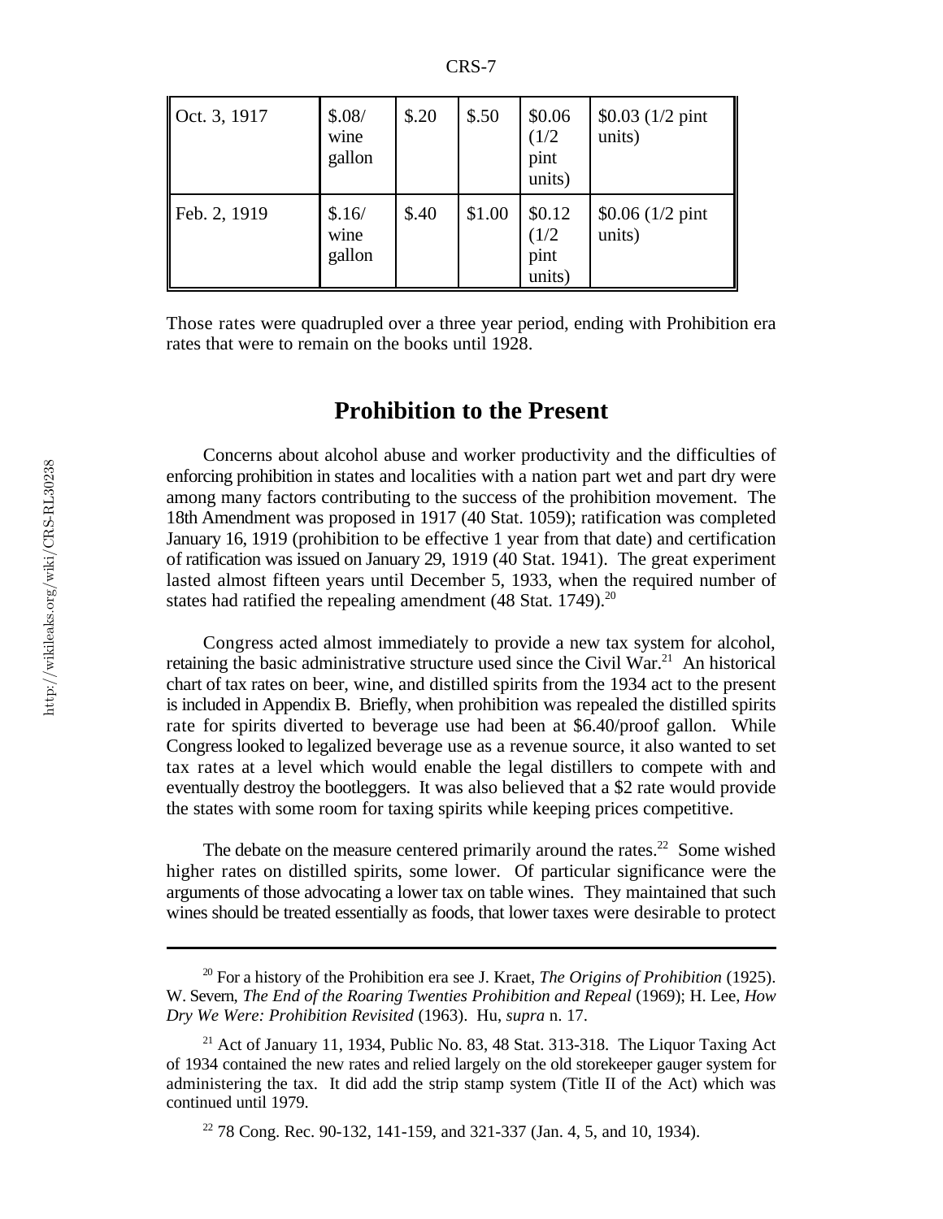| Oct. 3, 1917 | $.08/ wine gallon | $.20 | $.50 | $0.06 (1/2 pint units) | $0.03 (1/2 pint units) |
|---|---|---|---|---|---|
| Feb. 2, 1919 | $.16/ wine gallon | $.40 | $1.00 | $0.12 (1/2 pint units) | $0.06 (1/2 pint units) |

Those rates were quadrupled over a three year period, ending with Prohibition era rates that were to remain on the books until 1928.

## Prohibition to the Present

Concerns about alcohol abuse and worker productivity and the difficulties of enforcing prohibition in states and localities with a nation part wet and part dry were among many factors contributing to the success of the prohibition movement. The 18th Amendment was proposed in 1917 (40 Stat. 1059); ratification was completed January 16, 1919 (prohibition to be effective 1 year from that date) and certification of ratification was issued on January 29, 1919 (40 Stat. 1941). The great experiment lasted almost fifteen years until December 5, 1933, when the required number of states had ratified the repealing amendment (48 Stat. 1749).[20]

Congress acted almost immediately to provide a new tax system for alcohol, retaining the basic administrative structure used since the Civil War.[21] An historical chart of tax rates on beer, wine, and distilled spirits from the 1934 act to the present is included in Appendix B. Briefly, when prohibition was repealed the distilled spirits rate for spirits diverted to beverage use had been at $6.40/proof gallon. While Congress looked to legalized beverage use as a revenue source, it also wanted to set tax rates at a level which would enable the legal distillers to compete with and eventually destroy the bootleggers. It was also believed that a $2 rate would provide the states with some room for taxing spirits while keeping prices competitive.

The debate on the measure centered primarily around the rates.[22] Some wished higher rates on distilled spirits, some lower. Of particular significance were the arguments of those advocating a lower tax on table wines. They maintained that such wines should be treated essentially as foods, that lower taxes were desirable to protect

---

[20] For a history of the Prohibition era see J. Kraet, *The Origins of Prohibition* (1925). W. Severn, *The End of the Roaring Twenties Prohibition and Repeal* (1969); H. Lee, *How Dry We Were: Prohibition Revisited* (1963). Hu, *supra* n. 17.

[21] Act of January 11, 1934, Public No. 83, 48 Stat. 313-318. The Liquor Taxing Act of 1934 contained the new rates and relied largely on the old storekeeper gauger system for administering the tax. It did add the strip stamp system (Title II of the Act) which was continued until 1979.

[22] 78 Cong. Rec. 90-132, 141-159, and 321-337 (Jan. 4, 5, and 10, 1934).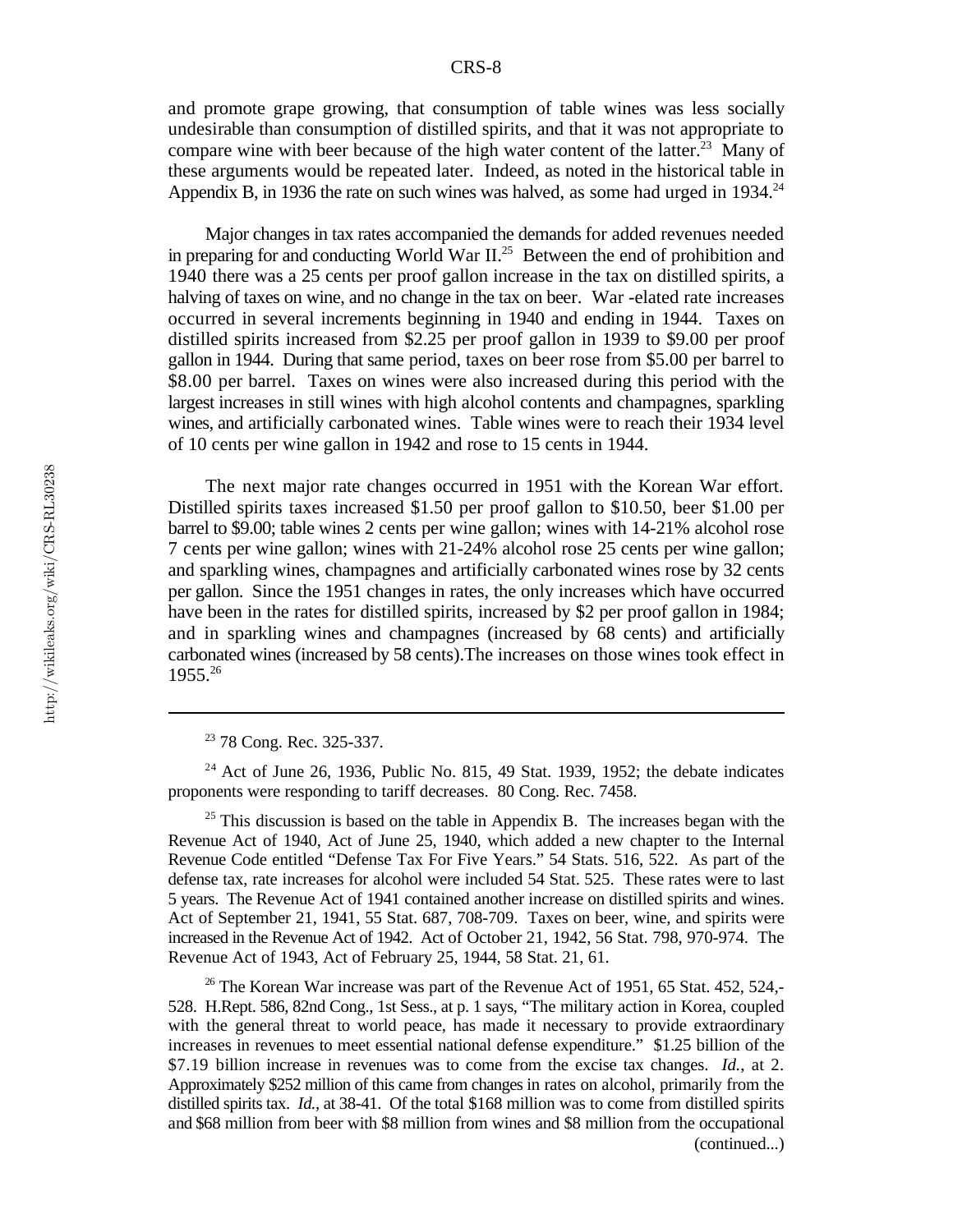and promote grape growing, that consumption of table wines was less socially undesirable than consumption of distilled spirits, and that it was not appropriate to compare wine with beer because of the high water content of the latter.[23] Many of these arguments would be repeated later. Indeed, as noted in the historical table in Appendix B, in 1936 the rate on such wines was halved, as some had urged in 1934.[24]

Major changes in tax rates accompanied the demands for added revenues needed in preparing for and conducting World War II.[25] Between the end of prohibition and 1940 there was a 25 cents per proof gallon increase in the tax on distilled spirits, a halving of taxes on wine, and no change in the tax on beer. War -elated rate increases occurred in several increments beginning in 1940 and ending in 1944. Taxes on distilled spirits increased from $2.25 per proof gallon in 1939 to $9.00 per proof gallon in 1944. During that same period, taxes on beer rose from $5.00 per barrel to $8.00 per barrel. Taxes on wines were also increased during this period with the largest increases in still wines with high alcohol contents and champagnes, sparkling wines, and artificially carbonated wines. Table wines were to reach their 1934 level of 10 cents per wine gallon in 1942 and rose to 15 cents in 1944.

The next major rate changes occurred in 1951 with the Korean War effort. Distilled spirits taxes increased $1.50 per proof gallon to $10.50, beer $1.00 per barrel to $9.00; table wines 2 cents per wine gallon; wines with 14-21% alcohol rose 7 cents per wine gallon; wines with 21-24% alcohol rose 25 cents per wine gallon; and sparkling wines, champagnes and artificially carbonated wines rose by 32 cents per gallon. Since the 1951 changes in rates, the only increases which have occurred have been in the rates for distilled spirits, increased by $2 per proof gallon in 1984; and in sparkling wines and champagnes (increased by 68 cents) and artificially carbonated wines (increased by 58 cents).The increases on those wines took effect in 1955.[26]

---

[23] 78 Cong. Rec. 325-337.

[24] Act of June 26, 1936, Public No. 815, 49 Stat. 1939, 1952; the debate indicates proponents were responding to tariff decreases. 80 Cong. Rec. 7458.

[25] This discussion is based on the table in Appendix B. The increases began with the Revenue Act of 1940, Act of June 25, 1940, which added a new chapter to the Internal Revenue Code entitled "Defense Tax For Five Years." 54 Stats. 516, 522. As part of the defense tax, rate increases for alcohol were included 54 Stat. 525. These rates were to last 5 years. The Revenue Act of 1941 contained another increase on distilled spirits and wines. Act of September 21, 1941, 55 Stat. 687, 708-709. Taxes on beer, wine, and spirits were increased in the Revenue Act of 1942. Act of October 21, 1942, 56 Stat. 798, 970-974. The Revenue Act of 1943, Act of February 25, 1944, 58 Stat. 21, 61.

[26] The Korean War increase was part of the Revenue Act of 1951, 65 Stat. 452, 524,-528. H.Rept. 586, 82nd Cong., 1st Sess., at p. 1 says, "The military action in Korea, coupled with the general threat to world peace, has made it necessary to provide extraordinary increases in revenues to meet essential national defense expenditure." $1.25 billion of the $7.19 billion increase in revenues was to come from the excise tax changes. *Id.*, at 2. Approximately $252 million of this came from changes in rates on alcohol, primarily from the distilled spirits tax. *Id.*, at 38-41. Of the total $168 million was to come from distilled spirits and $68 million from beer with $8 million from wines and $8 million from the occupational (continued...)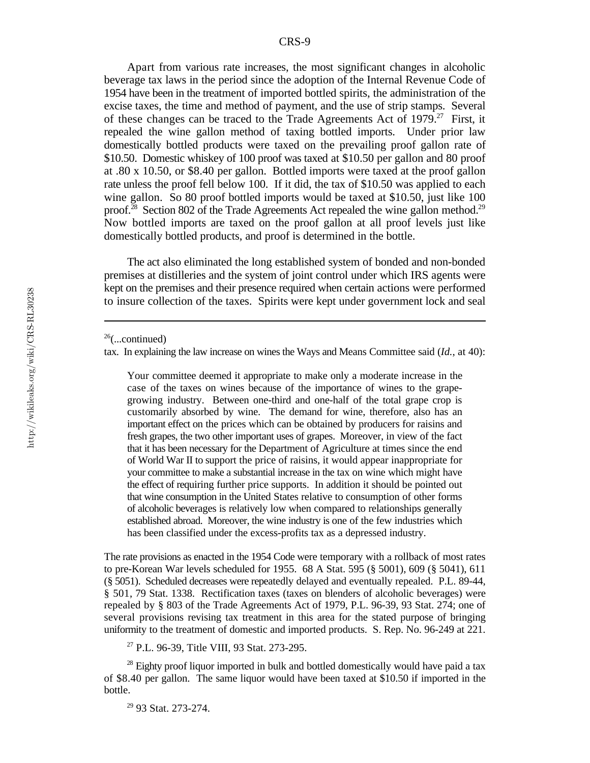Apart from various rate increases, the most significant changes in alcoholic beverage tax laws in the period since the adoption of the Internal Revenue Code of 1954 have been in the treatment of imported bottled spirits, the administration of the excise taxes, the time and method of payment, and the use of strip stamps. Several of these changes can be traced to the Trade Agreements Act of 1979.[27] First, it repealed the wine gallon method of taxing bottled imports. Under prior law domestically bottled products were taxed on the prevailing proof gallon rate of $10.50. Domestic whiskey of 100 proof was taxed at $10.50 per gallon and 80 proof at .80 x 10.50, or $8.40 per gallon. Bottled imports were taxed at the proof gallon rate unless the proof fell below 100. If it did, the tax of $10.50 was applied to each wine gallon. So 80 proof bottled imports would be taxed at $10.50, just like 100 proof.[28] Section 802 of the Trade Agreements Act repealed the wine gallon method.[29] Now bottled imports are taxed on the proof gallon at all proof levels just like domestically bottled products, and proof is determined in the bottle.

The act also eliminated the long established system of bonded and non-bonded premises at distilleries and the system of joint control under which IRS agents were kept on the premises and their presence required when certain actions were performed to insure collection of the taxes. Spirits were kept under government lock and seal

---

[26](...continued)

tax. In explaining the law increase on wines the Ways and Means Committee said (*Id.*, at 40):

> Your committee deemed it appropriate to make only a moderate increase in the case of the taxes on wines because of the importance of wines to the grape-growing industry. Between one-third and one-half of the total grape crop is customarily absorbed by wine. The demand for wine, therefore, also has an important effect on the prices which can be obtained by producers for raisins and fresh grapes, the two other important uses of grapes. Moreover, in view of the fact that it has been necessary for the Department of Agriculture at times since the end of World War II to support the price of raisins, it would appear inappropriate for your committee to make a substantial increase in the tax on wine which might have the effect of requiring further price supports. In addition it should be pointed out that wine consumption in the United States relative to consumption of other forms of alcoholic beverages is relatively low when compared to relationships generally established abroad. Moreover, the wine industry is one of the few industries which has been classified under the excess-profits tax as a depressed industry.

The rate provisions as enacted in the 1954 Code were temporary with a rollback of most rates to pre-Korean War levels scheduled for 1955. 68 A Stat. 595 (§ 5001), 609 (§ 5041), 611 (§ 5051). Scheduled decreases were repeatedly delayed and eventually repealed. P.L. 89-44, § 501, 79 Stat. 1338. Rectification taxes (taxes on blenders of alcoholic beverages) were repealed by § 803 of the Trade Agreements Act of 1979, P.L. 96-39, 93 Stat. 274; one of several provisions revising tax treatment in this area for the stated purpose of bringing uniformity to the treatment of domestic and imported products. S. Rep. No. 96-249 at 221.

[27] P.L. 96-39, Title VIII, 93 Stat. 273-295.

[28] Eighty proof liquor imported in bulk and bottled domestically would have paid a tax of $8.40 per gallon. The same liquor would have been taxed at $10.50 if imported in the bottle.

[29] 93 Stat. 273-274.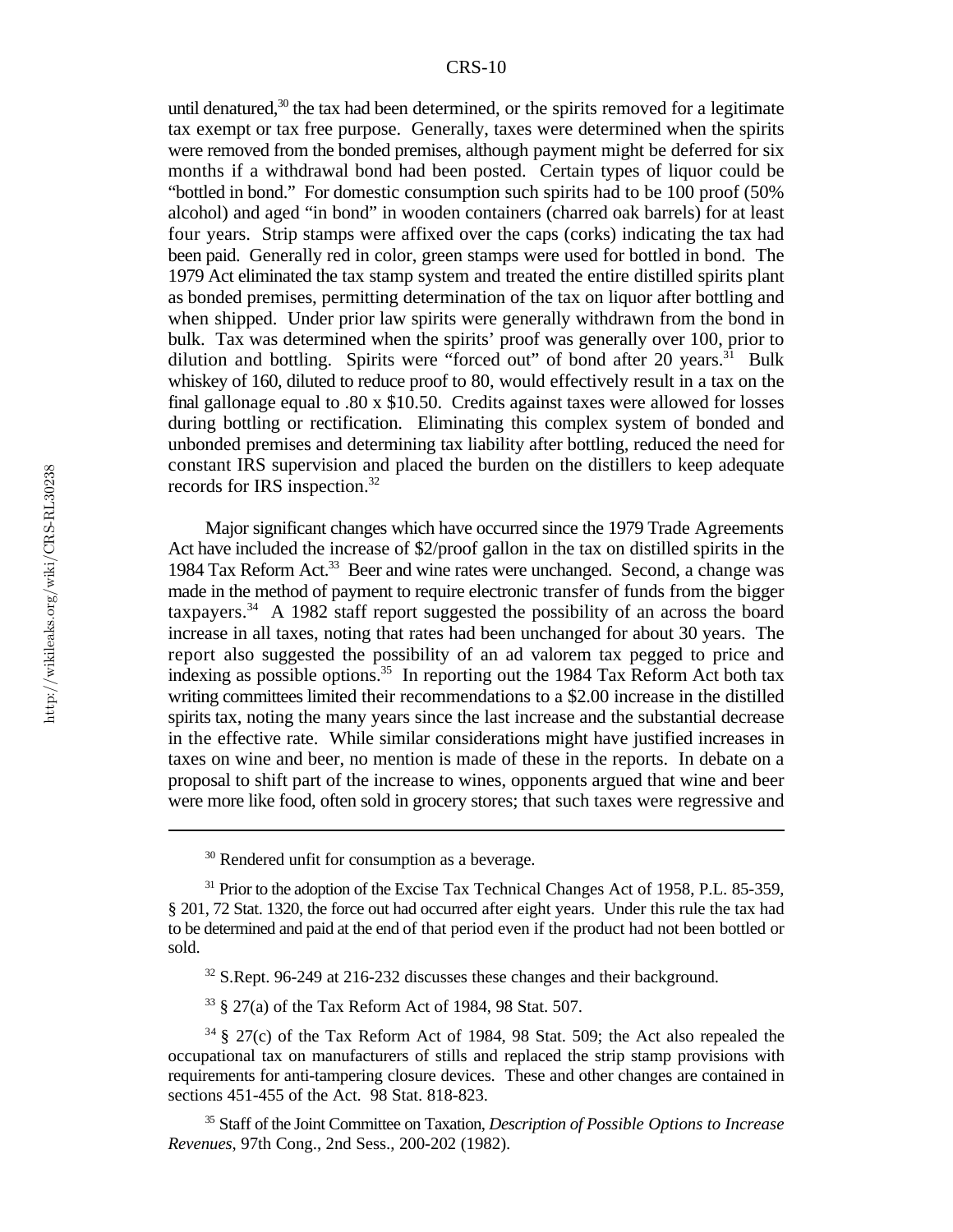until denatured,[30] the tax had been determined, or the spirits removed for a legitimate tax exempt or tax free purpose. Generally, taxes were determined when the spirits were removed from the bonded premises, although payment might be deferred for six months if a withdrawal bond had been posted. Certain types of liquor could be "bottled in bond." For domestic consumption such spirits had to be 100 proof (50% alcohol) and aged "in bond" in wooden containers (charred oak barrels) for at least four years. Strip stamps were affixed over the caps (corks) indicating the tax had been paid. Generally red in color, green stamps were used for bottled in bond. The 1979 Act eliminated the tax stamp system and treated the entire distilled spirits plant as bonded premises, permitting determination of the tax on liquor after bottling and when shipped. Under prior law spirits were generally withdrawn from the bond in bulk. Tax was determined when the spirits' proof was generally over 100, prior to dilution and bottling. Spirits were "forced out" of bond after 20 years.[31] Bulk whiskey of 160, diluted to reduce proof to 80, would effectively result in a tax on the final gallonage equal to .80 x $10.50. Credits against taxes were allowed for losses during bottling or rectification. Eliminating this complex system of bonded and unbonded premises and determining tax liability after bottling, reduced the need for constant IRS supervision and placed the burden on the distillers to keep adequate records for IRS inspection.[32]

Major significant changes which have occurred since the 1979 Trade Agreements Act have included the increase of $2/proof gallon in the tax on distilled spirits in the 1984 Tax Reform Act.[33] Beer and wine rates were unchanged. Second, a change was made in the method of payment to require electronic transfer of funds from the bigger taxpayers.[34] A 1982 staff report suggested the possibility of an across the board increase in all taxes, noting that rates had been unchanged for about 30 years. The report also suggested the possibility of an ad valorem tax pegged to price and indexing as possible options.[35] In reporting out the 1984 Tax Reform Act both tax writing committees limited their recommendations to a $2.00 increase in the distilled spirits tax, noting the many years since the last increase and the substantial decrease in the effective rate. While similar considerations might have justified increases in taxes on wine and beer, no mention is made of these in the reports. In debate on a proposal to shift part of the increase to wines, opponents argued that wine and beer were more like food, often sold in grocery stores; that such taxes were regressive and

---

[30] Rendered unfit for consumption as a beverage.

[31] Prior to the adoption of the Excise Tax Technical Changes Act of 1958, P.L. 85-359, § 201, 72 Stat. 1320, the force out had occurred after eight years. Under this rule the tax had to be determined and paid at the end of that period even if the product had not been bottled or sold.

[32] S.Rept. 96-249 at 216-232 discusses these changes and their background.

[33] § 27(a) of the Tax Reform Act of 1984, 98 Stat. 507.

[34] § 27(c) of the Tax Reform Act of 1984, 98 Stat. 509; the Act also repealed the occupational tax on manufacturers of stills and replaced the strip stamp provisions with requirements for anti-tampering closure devices. These and other changes are contained in sections 451-455 of the Act. 98 Stat. 818-823.

[35] Staff of the Joint Committee on Taxation, *Description of Possible Options to Increase Revenues*, 97th Cong., 2nd Sess., 200-202 (1982).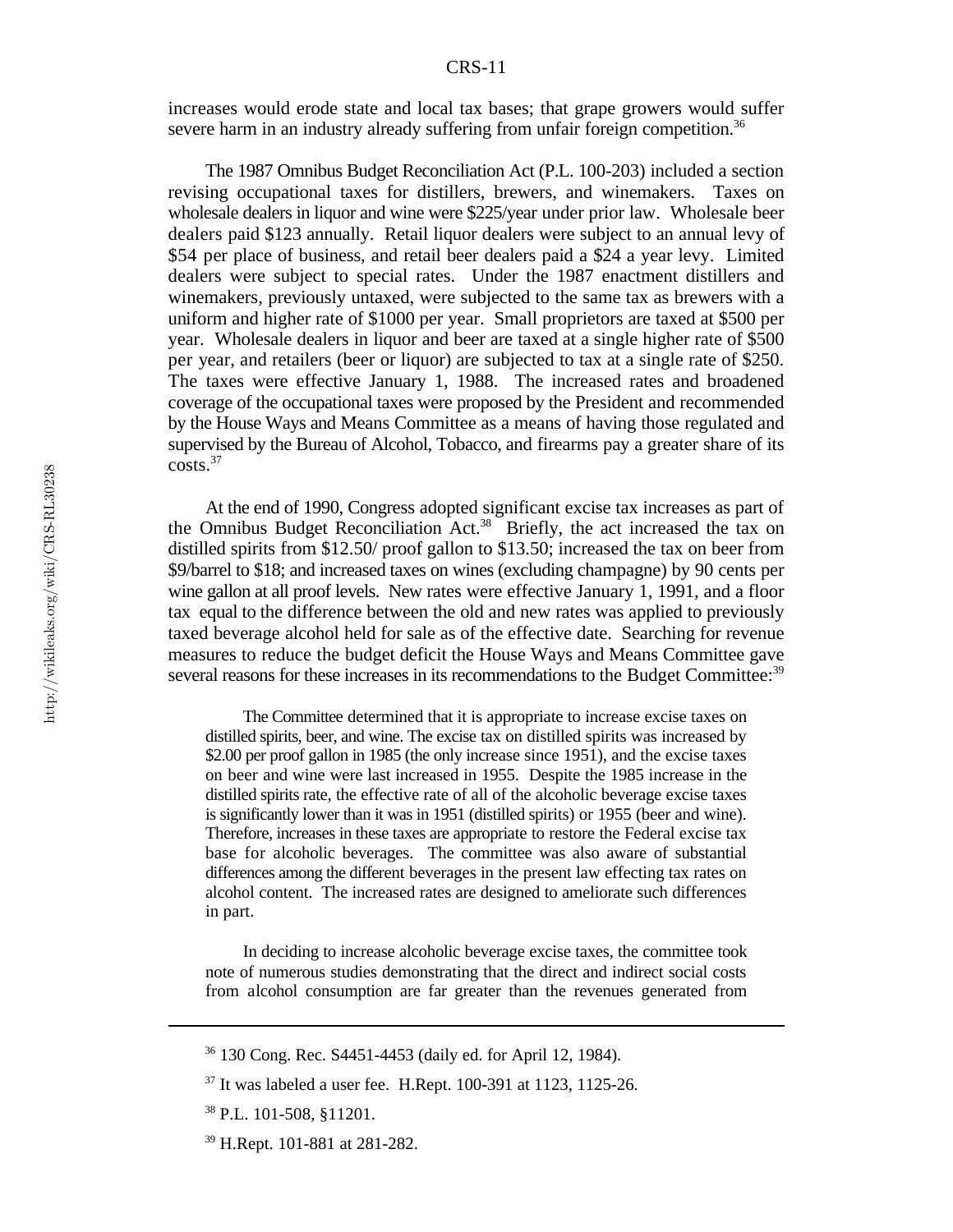increases would erode state and local tax bases; that grape growers would suffer severe harm in an industry already suffering from unfair foreign competition.[36]

The 1987 Omnibus Budget Reconciliation Act (P.L. 100-203) included a section revising occupational taxes for distillers, brewers, and winemakers. Taxes on wholesale dealers in liquor and wine were $225/year under prior law. Wholesale beer dealers paid $123 annually. Retail liquor dealers were subject to an annual levy of $54 per place of business, and retail beer dealers paid a $24 a year levy. Limited dealers were subject to special rates. Under the 1987 enactment distillers and winemakers, previously untaxed, were subjected to the same tax as brewers with a uniform and higher rate of $1000 per year. Small proprietors are taxed at $500 per year. Wholesale dealers in liquor and beer are taxed at a single higher rate of $500 per year, and retailers (beer or liquor) are subjected to tax at a single rate of $250. The taxes were effective January 1, 1988. The increased rates and broadened coverage of the occupational taxes were proposed by the President and recommended by the House Ways and Means Committee as a means of having those regulated and supervised by the Bureau of Alcohol, Tobacco, and firearms pay a greater share of its costs.[37]

At the end of 1990, Congress adopted significant excise tax increases as part of the Omnibus Budget Reconciliation Act.[38] Briefly, the act increased the tax on distilled spirits from $12.50/ proof gallon to $13.50; increased the tax on beer from $9/barrel to $18; and increased taxes on wines (excluding champagne) by 90 cents per wine gallon at all proof levels. New rates were effective January 1, 1991, and a floor tax equal to the difference between the old and new rates was applied to previously taxed beverage alcohol held for sale as of the effective date. Searching for revenue measures to reduce the budget deficit the House Ways and Means Committee gave several reasons for these increases in its recommendations to the Budget Committee:[39]

> The Committee determined that it is appropriate to increase excise taxes on distilled spirits, beer, and wine. The excise tax on distilled spirits was increased by $2.00 per proof gallon in 1985 (the only increase since 1951), and the excise taxes on beer and wine were last increased in 1955. Despite the 1985 increase in the distilled spirits rate, the effective rate of all of the alcoholic beverage excise taxes is significantly lower than it was in 1951 (distilled spirits) or 1955 (beer and wine). Therefore, increases in these taxes are appropriate to restore the Federal excise tax base for alcoholic beverages. The committee was also aware of substantial differences among the different beverages in the present law effecting tax rates on alcohol content. The increased rates are designed to ameliorate such differences in part.
>
> In deciding to increase alcoholic beverage excise taxes, the committee took note of numerous studies demonstrating that the direct and indirect social costs from alcohol consumption are far greater than the revenues generated from

---

[36] 130 Cong. Rec. S4451-4453 (daily ed. for April 12, 1984).

[37] It was labeled a user fee. H.Rept. 100-391 at 1123, 1125-26.

[38] P.L. 101-508, §11201.

[39] H.Rept. 101-881 at 281-282.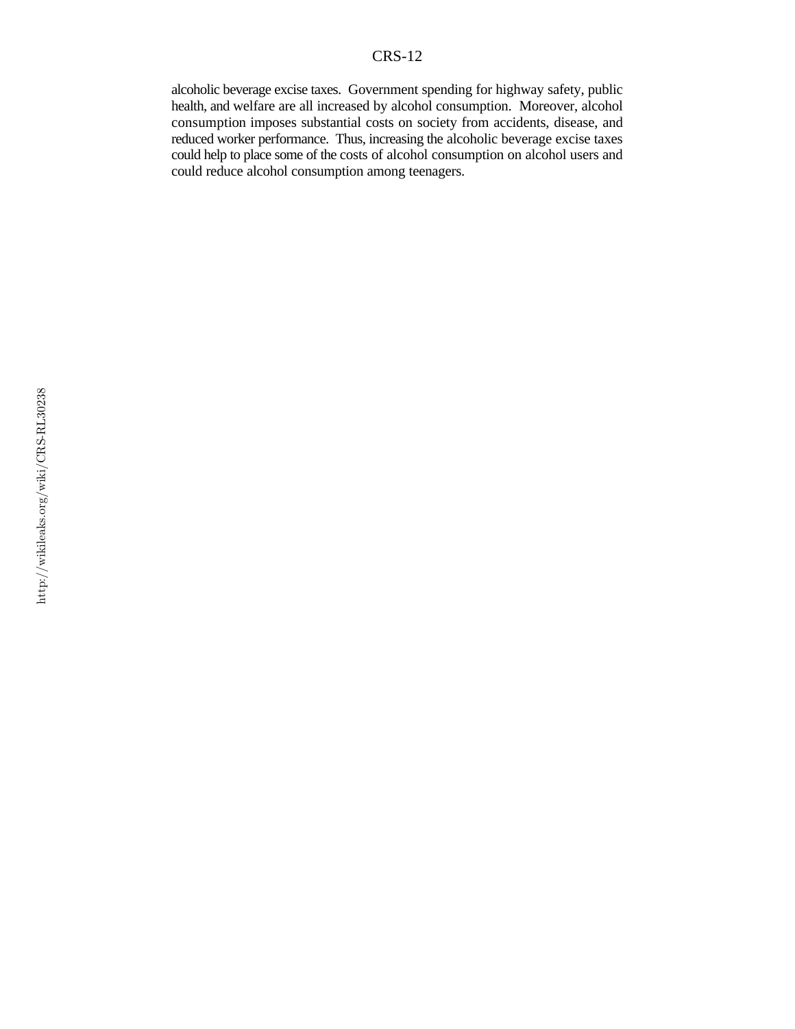alcoholic beverage excise taxes. Government spending for highway safety, public health, and welfare are all increased by alcohol consumption. Moreover, alcohol consumption imposes substantial costs on society from accidents, disease, and reduced worker performance. Thus, increasing the alcoholic beverage excise taxes could help to place some of the costs of alcohol consumption on alcohol users and could reduce alcohol consumption among teenagers.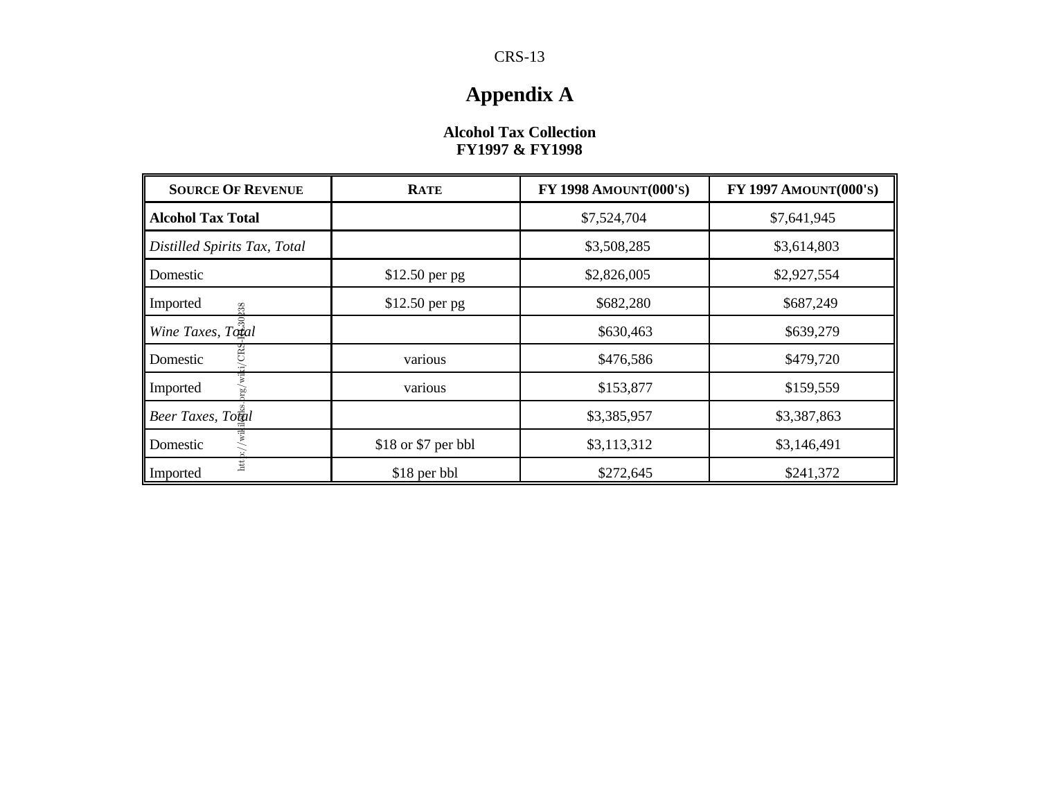# Appendix A

**Alcohol Tax Collection**
**FY1997 & FY1998**

| Source Of Revenue | Rate | FY 1998 Amount(000's) | FY 1997 Amount(000's) |
|---|---|---|---|
| **Alcohol Tax Total** | | $7,524,704 | $7,641,945 |
| *Distilled Spirits Tax, Total* | | $3,508,285 | $3,614,803 |
| Domestic | $12.50 per pg | $2,826,005 | $2,927,554 |
| Imported | $12.50 per pg | $682,280 | $687,249 |
| *Wine Taxes, Total* | | $630,463 | $639,279 |
| Domestic | various | $476,586 | $479,720 |
| Imported | various | $153,877 | $159,559 |
| *Beer Taxes, Total* | | $3,385,957 | $3,387,863 |
| Domestic | $18 or $7 per bbl | $3,113,312 | $3,146,491 |
| Imported | $18 per bbl | $272,645 | $241,372 |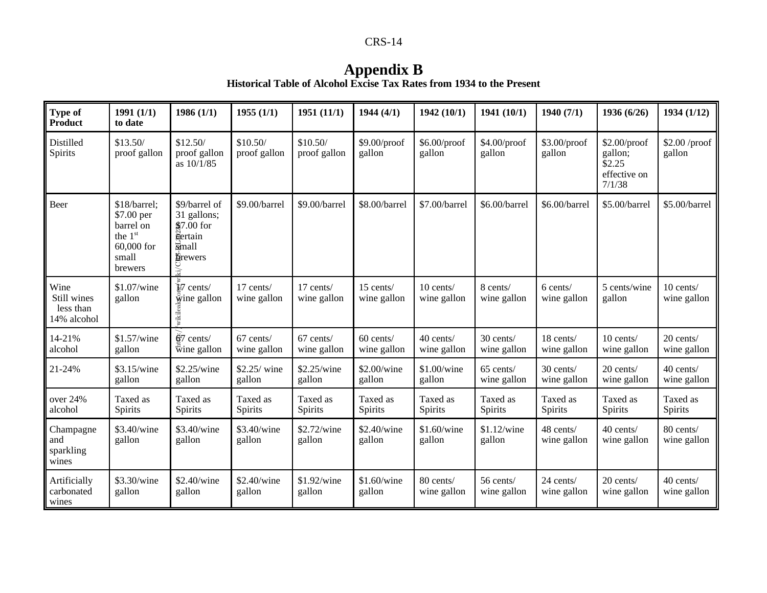# Appendix B

**Historical Table of Alcohol Excise Tax Rates from 1934 to the Present**

| Type of Product | 1991 (1/1) to date | 1986 (1/1) | 1955 (1/1) | 1951 (11/1) | 1944 (4/1) | 1942 (10/1) | 1941 (10/1) | 1940 (7/1) | 1936 (6/26) | 1934 (1/12) |
|---|---|---|---|---|---|---|---|---|---|---|
| Distilled Spirits | $13.50/ proof gallon | $12.50/ proof gallon as 10/1/85 | $10.50/ proof gallon | $10.50/ proof gallon | $9.00/proof gallon | $6.00/proof gallon | $4.00/proof gallon | $3.00/proof gallon | $2.00/proof gallon; $2.25 effective on 7/1/38 | $2.00 /proof gallon |
| Beer | $18/barrel; $7.00 per barrel on the 1st 60,000 for small brewers | $9/barrel of 31 gallons; $7.00 for certain small brewers | $9.00/barrel | $9.00/barrel | $8.00/barrel | $7.00/barrel | $6.00/barrel | $6.00/barrel | $5.00/barrel | $5.00/barrel |
| Wine Still wines less than 14% alcohol | $1.07/wine gallon | 17 cents/ wine gallon | 17 cents/ wine gallon | 17 cents/ wine gallon | 15 cents/ wine gallon | 10 cents/ wine gallon | 8 cents/ wine gallon | 6 cents/ wine gallon | 5 cents/wine gallon | 10 cents/ wine gallon |
| 14-21% alcohol | $1.57/wine gallon | 67 cents/ wine gallon | 67 cents/ wine gallon | 67 cents/ wine gallon | 60 cents/ wine gallon | 40 cents/ wine gallon | 30 cents/ wine gallon | 18 cents/ wine gallon | 10 cents/ wine gallon | 20 cents/ wine gallon |
| 21-24% | $3.15/wine gallon | $2.25/wine gallon | $2.25/ wine gallon | $2.25/wine gallon | $2.00/wine gallon | $1.00/wine gallon | 65 cents/ wine gallon | 30 cents/ wine gallon | 20 cents/ wine gallon | 40 cents/ wine gallon |
| over 24% alcohol | Taxed as Spirits | Taxed as Spirits | Taxed as Spirits | Taxed as Spirits | Taxed as Spirits | Taxed as Spirits | Taxed as Spirits | Taxed as Spirits | Taxed as Spirits | Taxed as Spirits |
| Champagne and sparkling wines | $3.40/wine gallon | $3.40/wine gallon | $3.40/wine gallon | $2.72/wine gallon | $2.40/wine gallon | $1.60/wine gallon | $1.12/wine gallon | 48 cents/ wine gallon | 40 cents/ wine gallon | 80 cents/ wine gallon |
| Artificially carbonated wines | $3.30/wine gallon | $2.40/wine gallon | $2.40/wine gallon | $1.92/wine gallon | $1.60/wine gallon | 80 cents/ wine gallon | 56 cents/ wine gallon | 24 cents/ wine gallon | 20 cents/ wine gallon | 40 cents/ wine gallon |